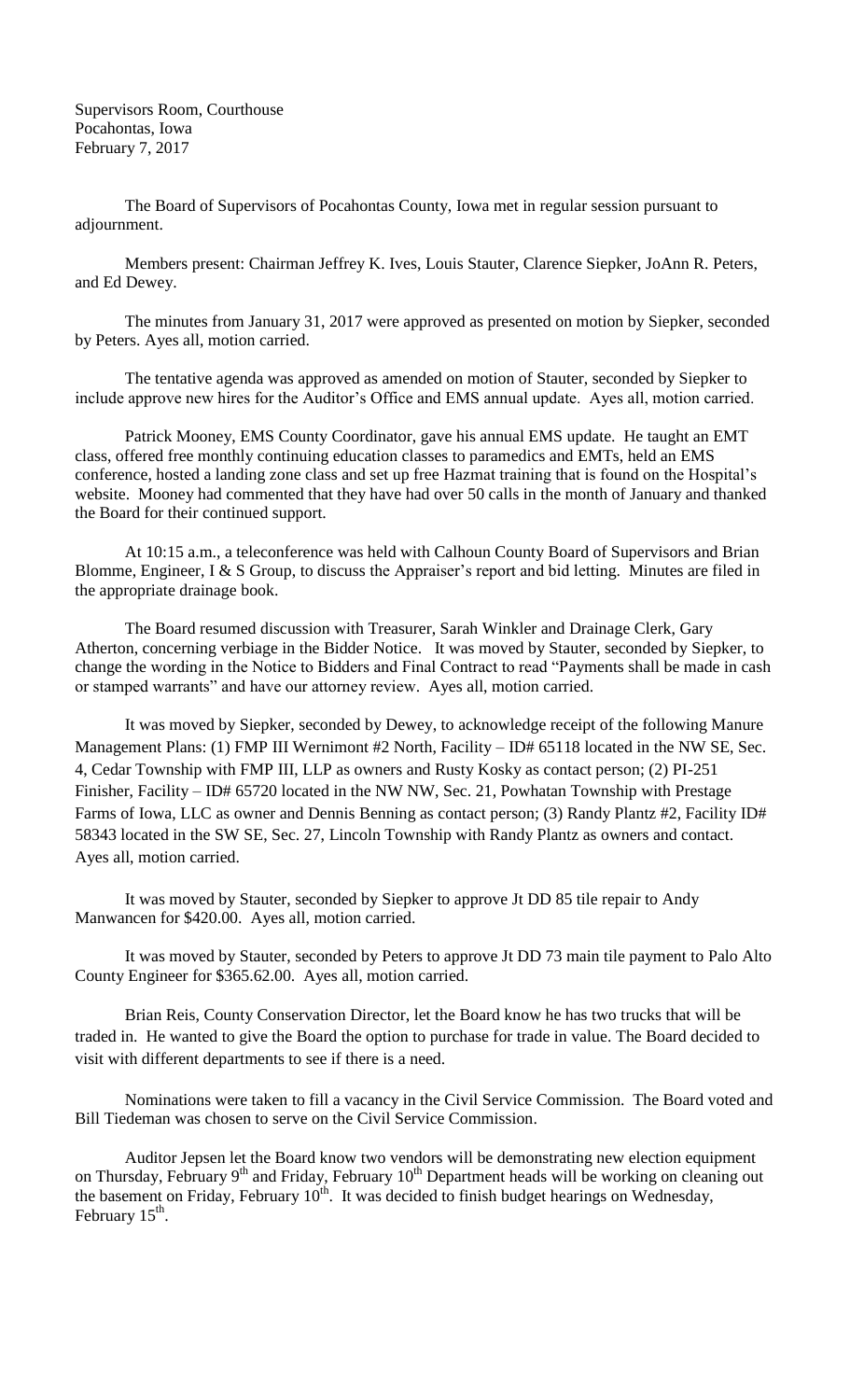Supervisors Room, Courthouse
Pocahontas, Iowa
February 7, 2017

The Board of Supervisors of Pocahontas County, Iowa met in regular session pursuant to adjournment.

Members present: Chairman Jeffrey K. Ives, Louis Stauter, Clarence Siepker, JoAnn R. Peters, and Ed Dewey.

The minutes from January 31, 2017 were approved as presented on motion by Siepker, seconded by Peters. Ayes all, motion carried.

The tentative agenda was approved as amended on motion of Stauter, seconded by Siepker to include approve new hires for the Auditor's Office and EMS annual update. Ayes all, motion carried.

Patrick Mooney, EMS County Coordinator, gave his annual EMS update. He taught an EMT class, offered free monthly continuing education classes to paramedics and EMTs, held an EMS conference, hosted a landing zone class and set up free Hazmat training that is found on the Hospital's website. Mooney had commented that they have had over 50 calls in the month of January and thanked the Board for their continued support.

At 10:15 a.m., a teleconference was held with Calhoun County Board of Supervisors and Brian Blomme, Engineer, I & S Group, to discuss the Appraiser's report and bid letting. Minutes are filed in the appropriate drainage book.

The Board resumed discussion with Treasurer, Sarah Winkler and Drainage Clerk, Gary Atherton, concerning verbiage in the Bidder Notice. It was moved by Stauter, seconded by Siepker, to change the wording in the Notice to Bidders and Final Contract to read "Payments shall be made in cash or stamped warrants" and have our attorney review. Ayes all, motion carried.

It was moved by Siepker, seconded by Dewey, to acknowledge receipt of the following Manure Management Plans: (1) FMP III Wernimont #2 North, Facility – ID# 65118 located in the NW SE, Sec. 4, Cedar Township with FMP III, LLP as owners and Rusty Kosky as contact person; (2) PI-251 Finisher, Facility – ID# 65720 located in the NW NW, Sec. 21, Powhatan Township with Prestage Farms of Iowa, LLC as owner and Dennis Benning as contact person; (3) Randy Plantz #2, Facility ID# 58343 located in the SW SE, Sec. 27, Lincoln Township with Randy Plantz as owners and contact. Ayes all, motion carried.

It was moved by Stauter, seconded by Siepker to approve Jt DD 85 tile repair to Andy Manwancen for $420.00. Ayes all, motion carried.

It was moved by Stauter, seconded by Peters to approve Jt DD 73 main tile payment to Palo Alto County Engineer for $365.62.00. Ayes all, motion carried.

Brian Reis, County Conservation Director, let the Board know he has two trucks that will be traded in. He wanted to give the Board the option to purchase for trade in value. The Board decided to visit with different departments to see if there is a need.

Nominations were taken to fill a vacancy in the Civil Service Commission. The Board voted and Bill Tiedeman was chosen to serve on the Civil Service Commission.

Auditor Jepsen let the Board know two vendors will be demonstrating new election equipment on Thursday, February 9th and Friday, February 10th Department heads will be working on cleaning out the basement on Friday, February 10th. It was decided to finish budget hearings on Wednesday, February 15th.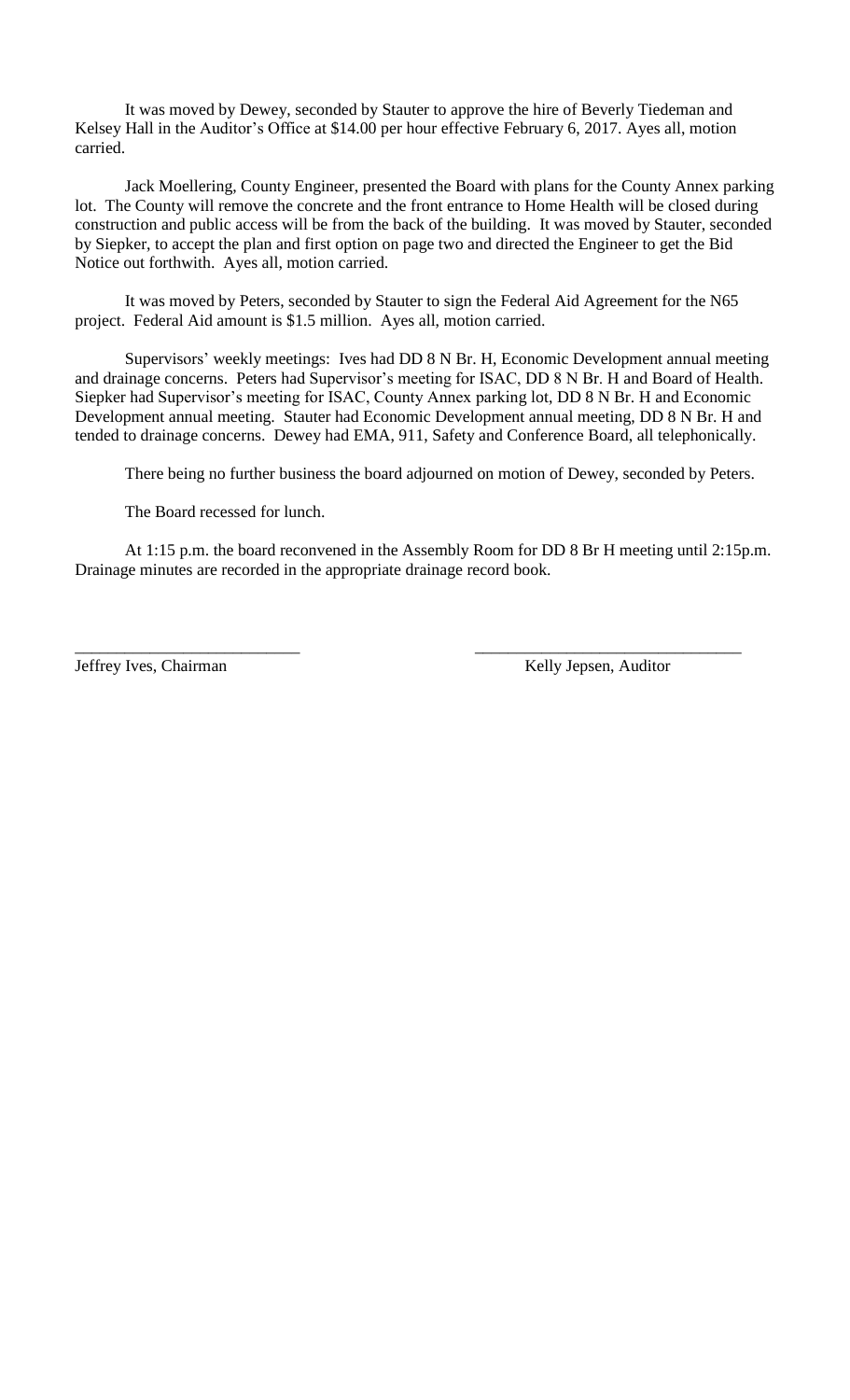It was moved by Dewey, seconded by Stauter to approve the hire of Beverly Tiedeman and Kelsey Hall in the Auditor's Office at $14.00 per hour effective February 6, 2017. Ayes all, motion carried.

Jack Moellering, County Engineer, presented the Board with plans for the County Annex parking lot. The County will remove the concrete and the front entrance to Home Health will be closed during construction and public access will be from the back of the building. It was moved by Stauter, seconded by Siepker, to accept the plan and first option on page two and directed the Engineer to get the Bid Notice out forthwith. Ayes all, motion carried.

It was moved by Peters, seconded by Stauter to sign the Federal Aid Agreement for the N65 project. Federal Aid amount is $1.5 million. Ayes all, motion carried.

Supervisors' weekly meetings: Ives had DD 8 N Br. H, Economic Development annual meeting and drainage concerns. Peters had Supervisor's meeting for ISAC, DD 8 N Br. H and Board of Health. Siepker had Supervisor's meeting for ISAC, County Annex parking lot, DD 8 N Br. H and Economic Development annual meeting. Stauter had Economic Development annual meeting, DD 8 N Br. H and tended to drainage concerns. Dewey had EMA, 911, Safety and Conference Board, all telephonically.

There being no further business the board adjourned on motion of Dewey, seconded by Peters.

The Board recessed for lunch.

At 1:15 p.m. the board reconvened in the Assembly Room for DD 8 Br H meeting until 2:15p.m. Drainage minutes are recorded in the appropriate drainage record book.

\_\_\_\_\_\_\_\_\_\_\_\_\_\_\_\_\_\_\_\_\_\_\_\_\_\_\_ \_\_\_\_\_\_\_\_\_\_\_\_\_\_\_\_\_\_\_\_\_\_\_\_\_\_\_\_\_\_\_\_

Jeffrey Ives, Chairman Kelly Jepsen, Auditor